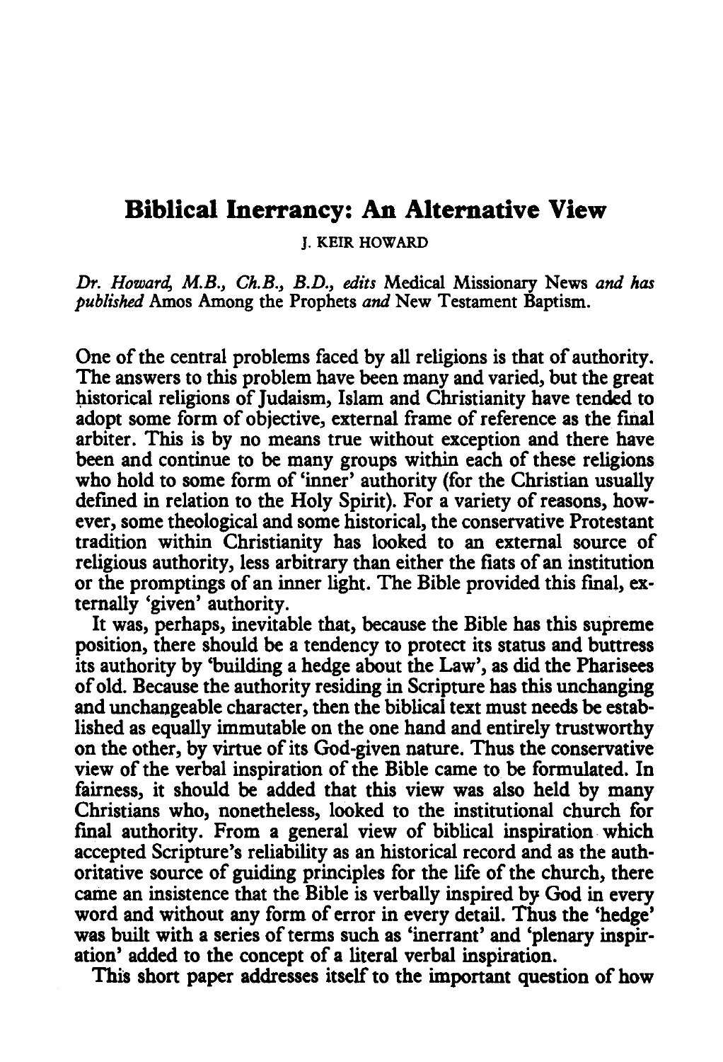# Biblical Inerrancy: An Alternative View

J. KEIR HOWARD

*Dr. Howard, M.B., Ch.B., B.D., edits* Medical Missionary News *and has published* Amos Among the Prophets *and* New Testament Baptism.

One of the central problems faced by all religions is that of authority. The answers to this problem have been many and varied, but the great historical religions of Judaism, Islam and Christianity have tended to adopt some form of objective, external frame of reference as the final arbiter. This is by no means true without exception and there have been and continue to be many groups within each of these religions who hold to some form of 'inner' authority (for the Christian usually defined in relation to the Holy Spirit). For a variety of reasons, however, some theological and some historical, the conservative Protestant tradition within Christianity has looked to an external source of religious authority, less arbitrary than either the fiats of an institution or the promptings of an inner light. The Bible provided this final, externally 'given' authority.

It was, perhaps, inevitable that, because the Bible has this supreme position, there should be a tendency to protect its status and buttress its authority by 'building a hedge about the Law', as did the Pharisees of old. Because the authority residing in Scripture has this unchanging and unchangeable character, then the biblical text must needs be established as equally immutable on the one hand and entirely trustworthy on the other, by virtue of its God-given nature. Thus the conservative view of the verbal inspiration of the Bible came to be formulated. In fairness, it should be added that this view was also held by many Christians who, nonetheless, looked to the institutional church for final authority. From a general view of biblical inspiration which accepted Scripture's reliability as an historical record and as the authoritative source of guiding principles for the life of the church, there came an insistence that the Bible is verbally inspired by God in every word and without any form of error in every detail. Thus the 'hedge' was built with a series of terms such as 'inerrant' and 'plenary inspiration' added to the concept of a literal verbal inspiration.

This short paper addresses itself to the important question of how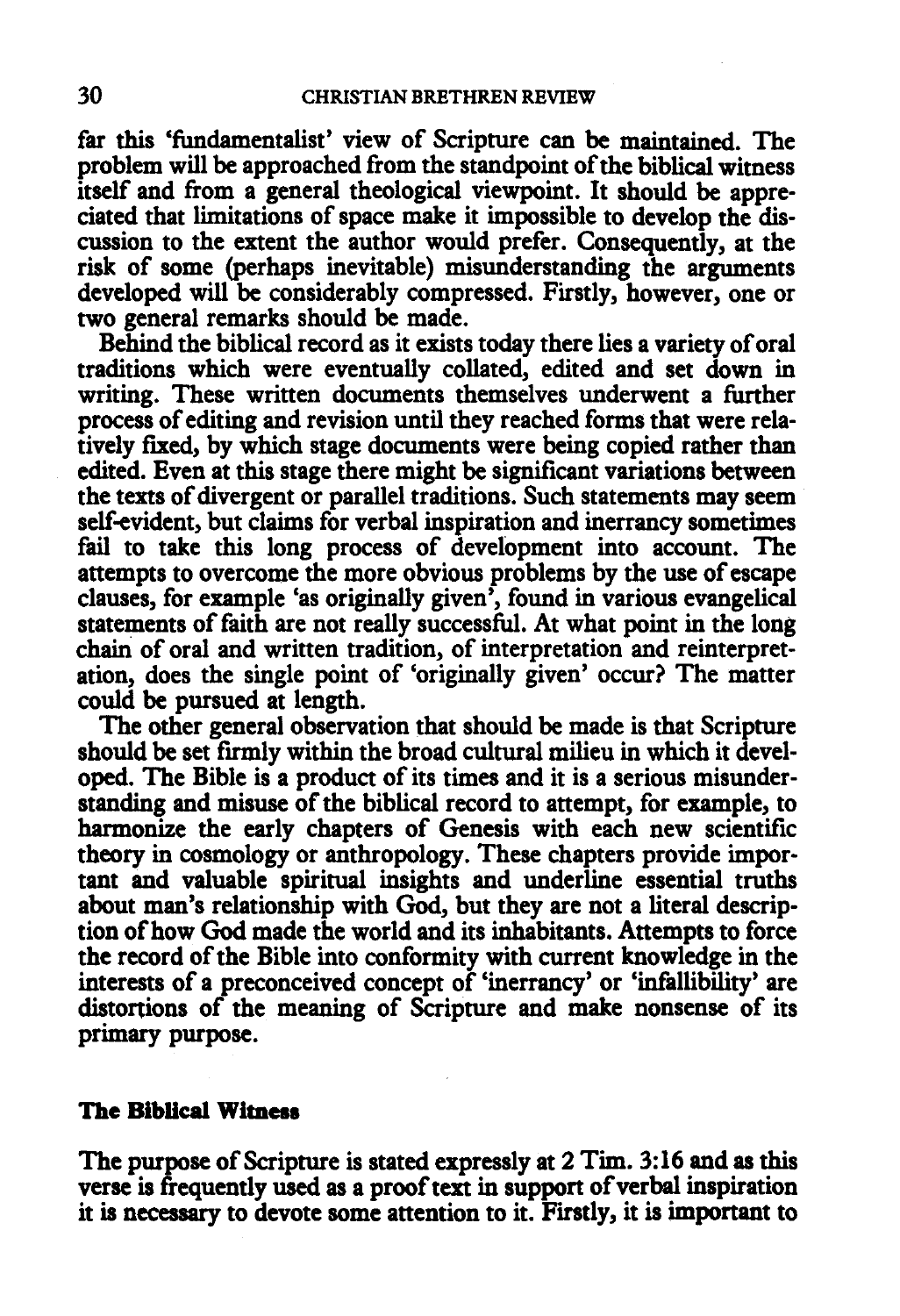far this 'fundamentalist' view of Scripture can be maintained. The problem will be approached from the standpoint of the biblical witness itself and from a general theological viewpoint. It should be appreciated that limitations of space make it impossible to develop the discussion to the extent the author would prefer. Consequently, at the risk of some (perhaps inevitable) misunderstanding the arguments developed will be considerably compressed. Firstly, however, one or two general remarks should be made.

Behind the biblical record as it exists today there lies a variety of oral traditions which were eventually collated, edited and set down in writing. These written documents themselves underwent a further process of editing and revision until they reached forms that were relatively fixed, by which stage documents were being copied rather than edited. Even at this stage there might be significant variations between the texts of divergent or parallel traditions. Such statements may seem self-evident, but claims for verbal inspiration and inerrancy sometimes fail to take this long process of development into account. The attempts to overcome the more obvious problems by the use of escape clauses, for example 'as originally given', found in various evangelical statements of faith are not really successful. At what point in the long chain of oral and written tradition, of interpretation and reinterpretation, does the single point of 'originally given' occur? The matter could be pursued at length.

The other general observation that should be made is that Scripture should be set firmly within the broad cultural milieu in which it developed. The Bible is a product of its times and it is a serious misunderstanding and misuse of the biblical record to attempt, for example, to harmonize the early chapters of Genesis with each new scientific theory in cosmology or anthropology. These chapters provide important and valuable spiritual insights and underline essential truths about man's relationship with God, but they are not a literal description of how God made the world and its inhabitants. Attempts to force the record of the Bible into conformity with current knowledge in the interests of a preconceived concept of 'inerrancy' or 'infallibility' are distortions of the meaning of Scripture and make nonsense of its primary purpose.

### The Biblical Witness

The purpose of Scripture is stated expressly at 2 Tim. 3:16 and as this verse is frequently used as a proof text in support of verbal inspiration it is necessary to devote some attention to it. Firstly, it is important to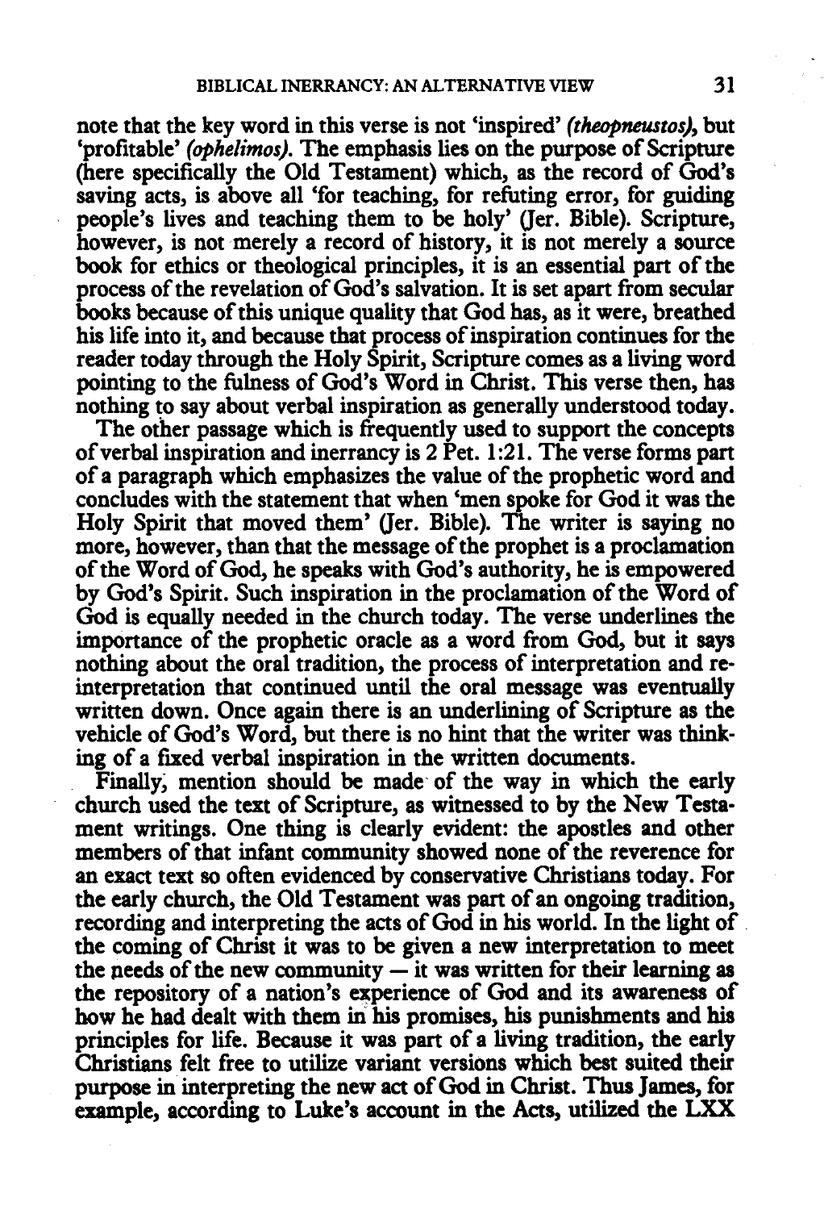note that the key word in this verse is not 'inspired' *(theopneustos)*, but 'profitable' *(ophelimos)*. The emphasis lies on the purpose of Scripture (here specifically the Old Testament) which, as the record of God's saving acts, is above all 'for teaching, for refuting error, for guiding people's lives and teaching them to be holy' (Jer. Bible). Scripture, however, is not merely a record of history, it is not merely a source book for ethics or theological principles, it is an essential part of the process of the revelation of God's salvation. It is set apart from secular books because of this unique quality that God has, as it were, breathed his life into it, and because that process of inspiration continues for the reader today through the Holy Spirit, Scripture comes as a living word pointing to the fulness of God's Word in Christ. This verse then, has nothing to say about verbal inspiration as generally understood today.

The other passage which is frequently used to support the concepts of verbal inspiration and inerrancy is 2 Pet. 1:21. The verse forms part of a paragraph which emphasizes the value of the prophetic word and concludes with the statement that when 'men spoke for God it was the Holy Spirit that moved them' (Jer. Bible). The writer is saying no more, however, than that the message of the prophet is a proclamation of the Word of God, he speaks with God's authority, he is empowered by God's Spirit. Such inspiration in the proclamation of the Word of God is equally needed in the church today. The verse underlines the importance of the prophetic oracle as a word from God, but it says nothing about the oral tradition, the process of interpretation and re-interpretation that continued until the oral message was eventually written down. Once again there is an underlining of Scripture as the vehicle of God's Word, but there is no hint that the writer was thinking of a fixed verbal inspiration in the written documents.

Finally, mention should be made of the way in which the early church used the text of Scripture, as witnessed to by the New Testament writings. One thing is clearly evident: the apostles and other members of that infant community showed none of the reverence for an exact text so often evidenced by conservative Christians today. For the early church, the Old Testament was part of an ongoing tradition, recording and interpreting the acts of God in his world. In the light of the coming of Christ it was to be given a new interpretation to meet the needs of the new community — it was written for their learning as the repository of a nation's experience of God and its awareness of how he had dealt with them in his promises, his punishments and his principles for life. Because it was part of a living tradition, the early Christians felt free to utilize variant versions which best suited their purpose in interpreting the new act of God in Christ. Thus James, for example, according to Luke's account in the Acts, utilized the LXX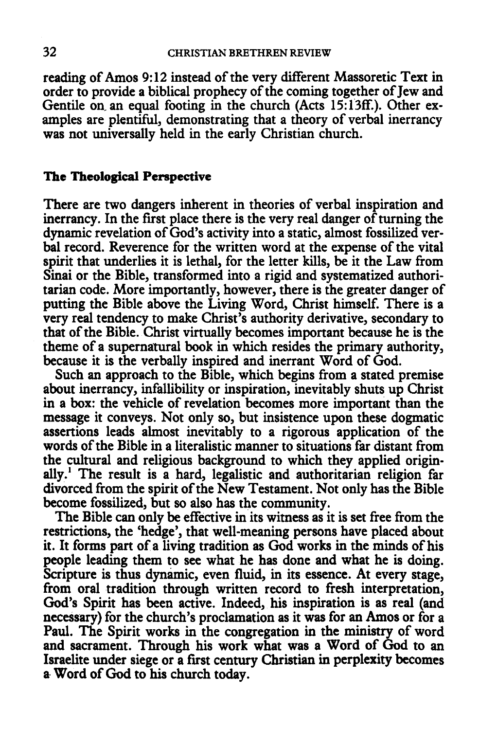reading of Amos 9:12 instead of the very different Massoretic Text in order to provide a biblical prophecy of the coming together of Jew and Gentile on an equal footing in the church (Acts 15:13ff.). Other examples are plentiful, demonstrating that a theory of verbal inerrancy was not universally held in the early Christian church.

## The Theological Perspective

There are two dangers inherent in theories of verbal inspiration and inerrancy. In the first place there is the very real danger of turning the dynamic revelation of God's activity into a static, almost fossilized verbal record. Reverence for the written word at the expense of the vital spirit that underlies it is lethal, for the letter kills, be it the Law from Sinai or the Bible, transformed into a rigid and systematized authoritarian code. More importantly, however, there is the greater danger of putting the Bible above the Living Word, Christ himself. There is a very real tendency to make Christ's authority derivative, secondary to that of the Bible. Christ virtually becomes important because he is the theme of a supernatural book in which resides the primary authority, because it is the verbally inspired and inerrant Word of God.

Such an approach to the Bible, which begins from a stated premise about inerrancy, infallibility or inspiration, inevitably shuts up Christ in a box: the vehicle of revelation becomes more important than the message it conveys. Not only so, but insistence upon these dogmatic assertions leads almost inevitably to a rigorous application of the words of the Bible in a literalistic manner to situations far distant from the cultural and religious background to which they applied originally.[1] The result is a hard, legalistic and authoritarian religion far divorced from the spirit of the New Testament. Not only has the Bible become fossilized, but so also has the community.

The Bible can only be effective in its witness as it is set free from the restrictions, the 'hedge', that well-meaning persons have placed about it. It forms part of a living tradition as God works in the minds of his people leading them to see what he has done and what he is doing. Scripture is thus dynamic, even fluid, in its essence. At every stage, from oral tradition through written record to fresh interpretation, God's Spirit has been active. Indeed, his inspiration is as real (and necessary) for the church's proclamation as it was for an Amos or for a Paul. The Spirit works in the congregation in the ministry of word and sacrament. Through his work what was a Word of God to an Israelite under siege or a first century Christian in perplexity becomes a Word of God to his church today.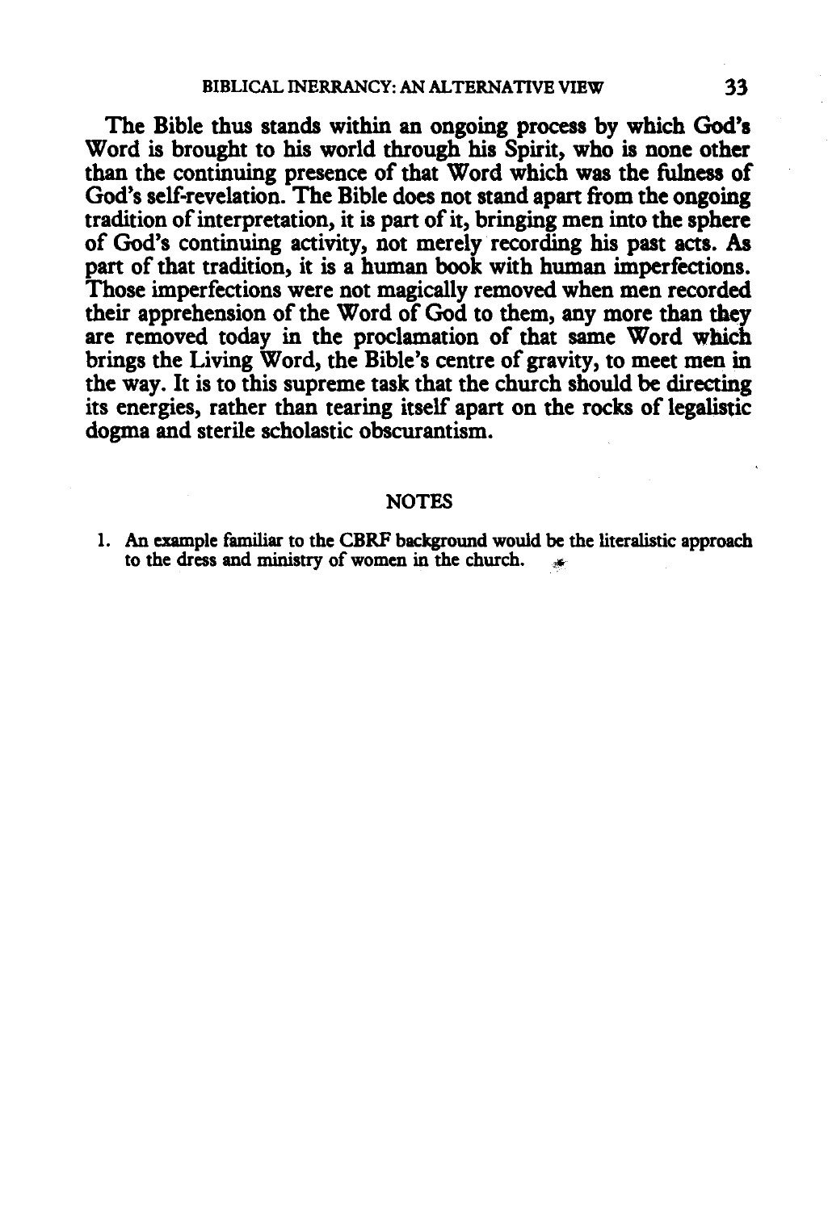The Bible thus stands within an ongoing process by which God's Word is brought to his world through his Spirit, who is none other than the continuing presence of that Word which was the fulness of God's self-revelation. The Bible does not stand apart from the ongoing tradition of interpretation, it is part of it, bringing men into the sphere of God's continuing activity, not merely recording his past acts. As part of that tradition, it is a human book with human imperfections. Those imperfections were not magically removed when men recorded their apprehension of the Word of God to them, any more than they are removed today in the proclamation of that same Word which brings the Living Word, the Bible's centre of gravity, to meet men in the way. It is to this supreme task that the church should be directing its energies, rather than tearing itself apart on the rocks of legalistic dogma and sterile scholastic obscurantism.

## NOTES

1. An example familiar to the CBRF background would be the literalistic approach to the dress and ministry of women in the church.